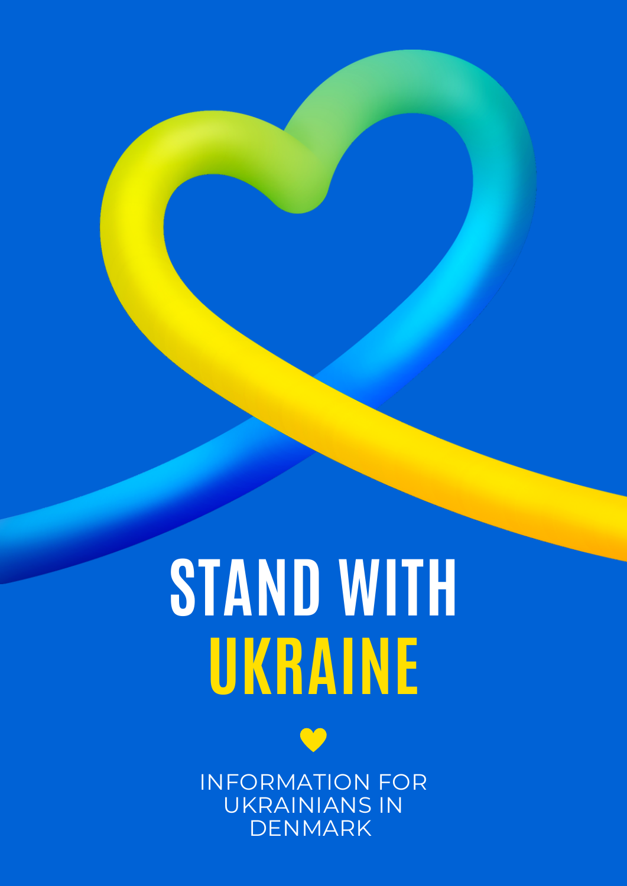# STAND WITH UKRAINE

INFORMATION FOR UKRAINIANS IN DENMARK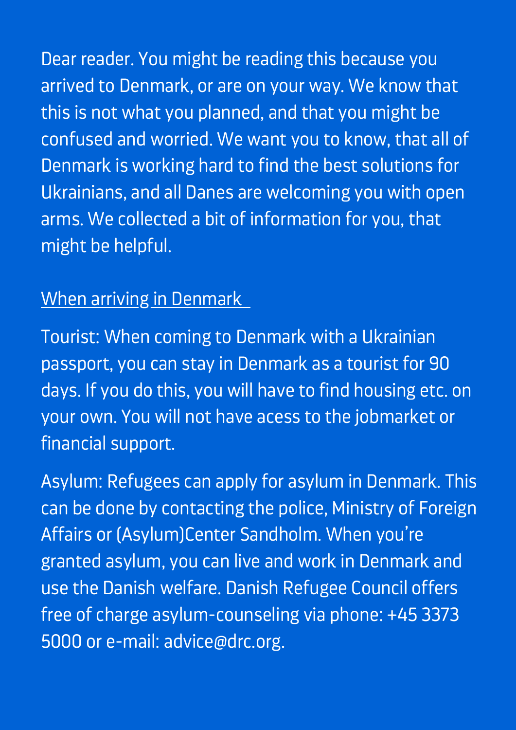Dear reader. You might be reading this because you arrived to Denmark, or are on your way. We know that this is not what you planned, and that you might be confused and worried. We want you to know, that all of Denmark is working hard to find the best solutions for Ukrainians, and all Danes are welcoming you with open arms. We collected a bit of information for you, that might be helpful.

## When arriving in Denmark

Tourist: When coming to Denmark with a Ukrainian passport, you can stay in Denmark as a tourist for 90 days. If you do this, you will have to find housing etc. on your own. You will not have acess to the jobmarket or financial support.

Asylum: Refugees can apply for asylum in Denmark. This can be done by contacting the police, Ministry of Foreign Affairs or (Asylum)Center Sandholm. When you're granted asylum, you can live and work in Denmark and use the Danish welfare. Danish Refugee Council offers free of charge asylum-counseling via phone: +45 3373 5000 or e-mail: advice@drc.org.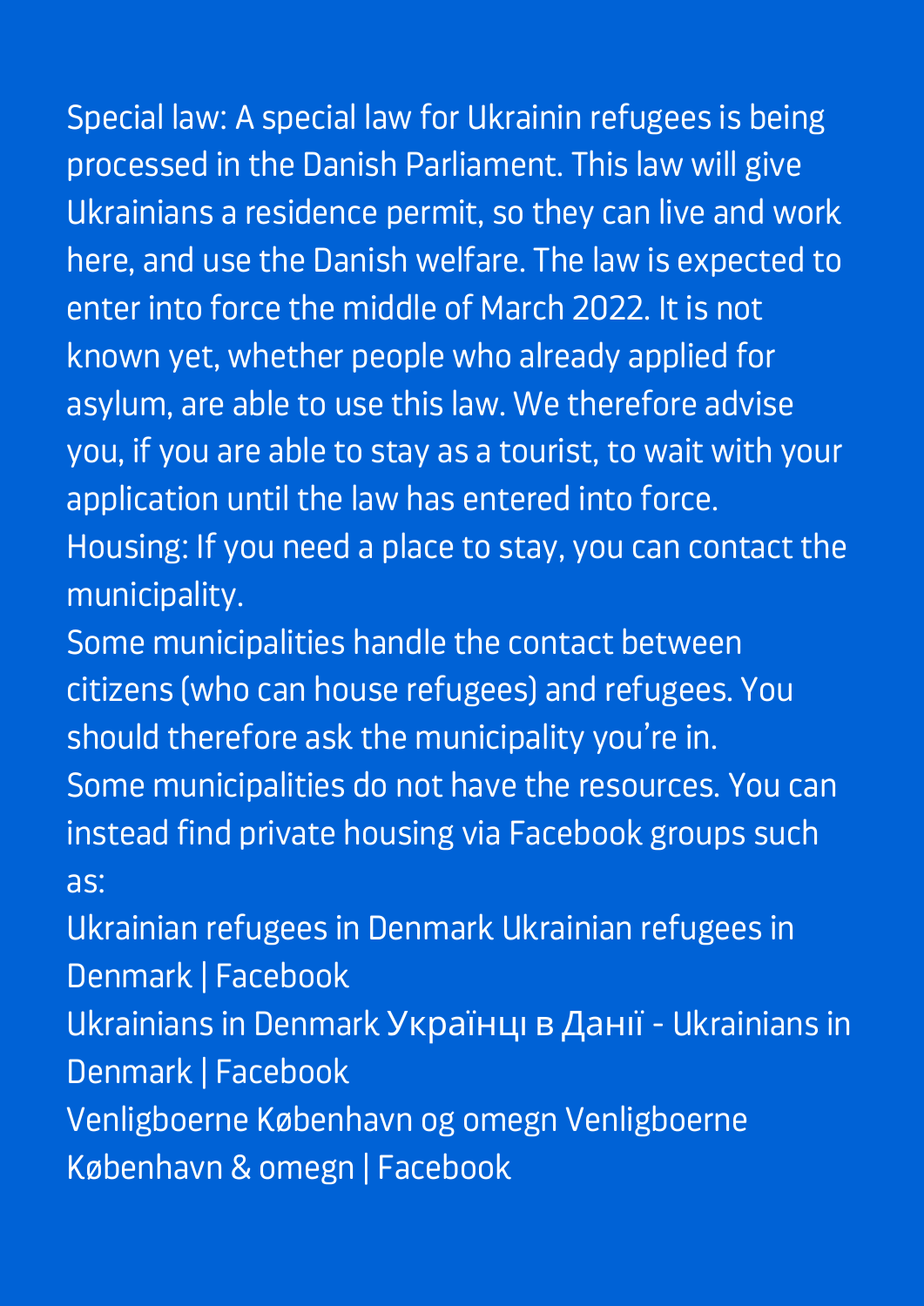Special law: A special law for Ukrainin refugees is being processed in the Danish Parliament. This law will give Ukrainians a residence permit, so they can live and work here, and use the Danish welfare. The law is expected to enter into force the middle of March 2022. It is not known yet, whether people who already applied for asylum, are able to use this law. We therefore advise you, if you are able to stay as a tourist, to wait with your application until the law has entered into force.

Housing: If you need a place to stay, you can contact the municipality.

Some municipalities handle the contact between citizens (who can house refugees) and refugees. You should therefore ask the municipality you're in.

Some municipalities do not have the resources. You can instead find private housing via Facebook groups such as:

Ukrainian refugees in Denmark Ukrainian refugees in Denmark | Facebook

Ukrainians in Denmark Українці в Данії - Ukrainians in Denmark | Facebook

Venligboerne København og omegn Venligboerne København & omegn | Facebook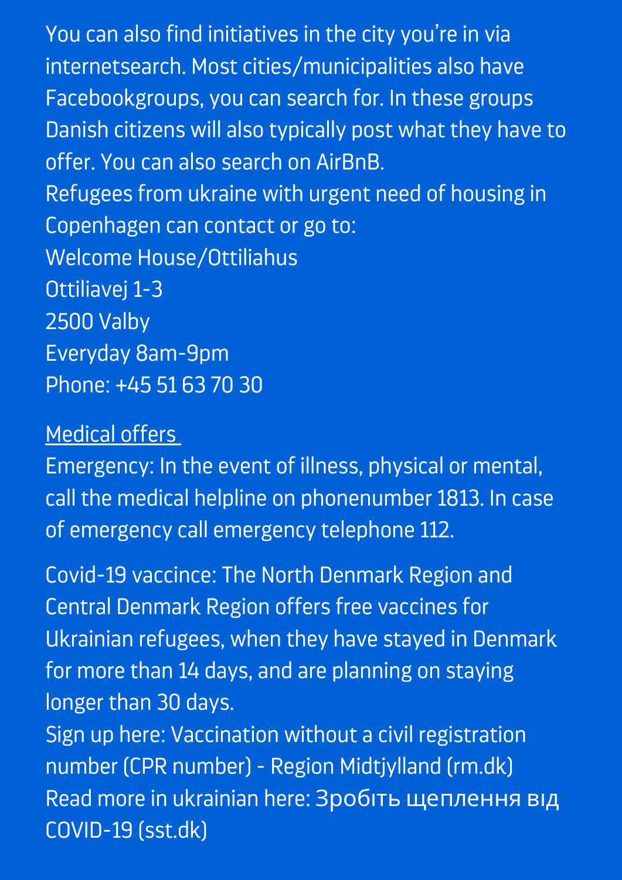You can also find initiatives in the city you're in via internetsearch. Most cities/municipalities also have Facebookgroups, you can search for. In these groups Danish citizens will also typically post what they have to offer. You can also search on AirBnB.
Refugees from ukraine with urgent need of housing in Copenhagen can contact or go to:
Welcome House/Ottiliahus
Ottiliavej 1-3
2500 Valby
Everyday 8am-9pm
Phone: +45 51 63 70 30

<u>Medical offers</u>
Emergency: In the event of illness, physical or mental, call the medical helpline on phonenumber 1813. In case of emergency call emergency telephone 112.

Covid-19 vaccince: The North Denmark Region and Central Denmark Region offers free vaccines for Ukrainian refugees, when they have stayed in Denmark for more than 14 days, and are planning on staying longer than 30 days.
Sign up here: Vaccination without a civil registration number (CPR number) - Region Midtjylland (rm.dk)
Read more in ukrainian here: Зробіть щеплення від COVID-19 (sst.dk)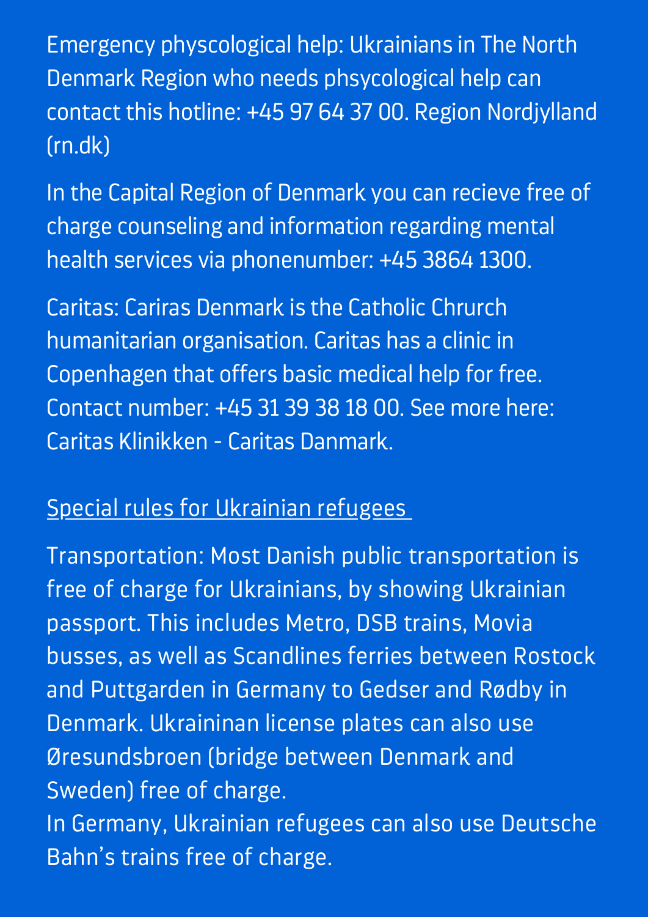Emergency physcological help: Ukrainians in The North Denmark Region who needs phsycological help can contact this hotline: +45 97 64 37 00. Region Nordjylland (rn.dk)

In the Capital Region of Denmark you can recieve free of charge counseling and information regarding mental health services via phonenumber: +45 3864 1300.

Caritas: Cariras Denmark is the Catholic Chrurch humanitarian organisation. Caritas has a clinic in Copenhagen that offers basic medical help for free. Contact number: +45 31 39 38 18 00. See more here: Caritas Klinikken - Caritas Danmark.

## Special rules for Ukrainian refugees

Transportation: Most Danish public transportation is free of charge for Ukrainians, by showing Ukrainian passport. This includes Metro, DSB trains, Movia busses, as well as Scandlines ferries between Rostock and Puttgarden in Germany to Gedser and Rødby in Denmark. Ukraininan license plates can also use Øresundsbroen (bridge between Denmark and Sweden) free of charge.
In Germany, Ukrainian refugees can also use Deutsche Bahn's trains free of charge.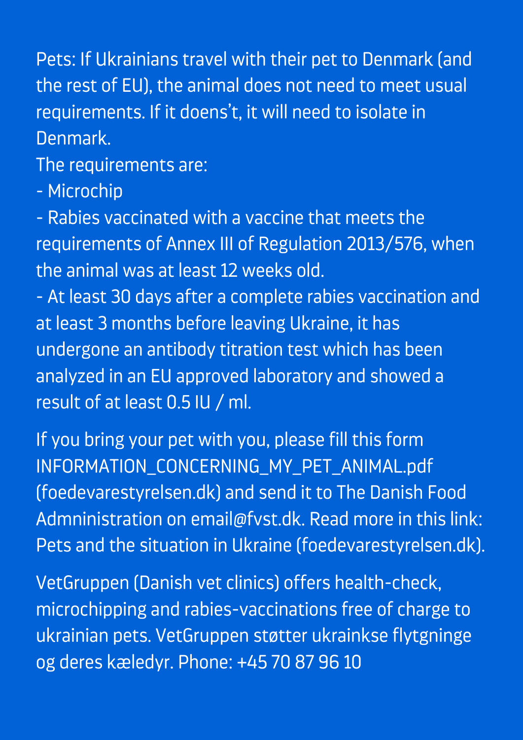Pets: If Ukrainians travel with their pet to Denmark (and the rest of EU), the animal does not need to meet usual requirements. If it doens't, it will need to isolate in Denmark.

The requirements are:

- Microchip
- Rabies vaccinated with a vaccine that meets the requirements of Annex III of Regulation 2013/576, when the animal was at least 12 weeks old.
- At least 30 days after a complete rabies vaccination and at least 3 months before leaving Ukraine, it has undergone an antibody titration test which has been analyzed in an EU approved laboratory and showed a result of at least 0.5 IU / ml.

If you bring your pet with you, please fill this form INFORMATION_CONCERNING_MY_PET_ANIMAL.pdf (foedevarestyrelsen.dk) and send it to The Danish Food Admninistration on email@fvst.dk. Read more in this link: Pets and the situation in Ukraine (foedevarestyrelsen.dk).

VetGruppen (Danish vet clinics) offers health-check, microchipping and rabies-vaccinations free of charge to ukrainian pets. VetGruppen støtter ukrainkse flytgninge og deres kæledyr. Phone: +45 70 87 96 10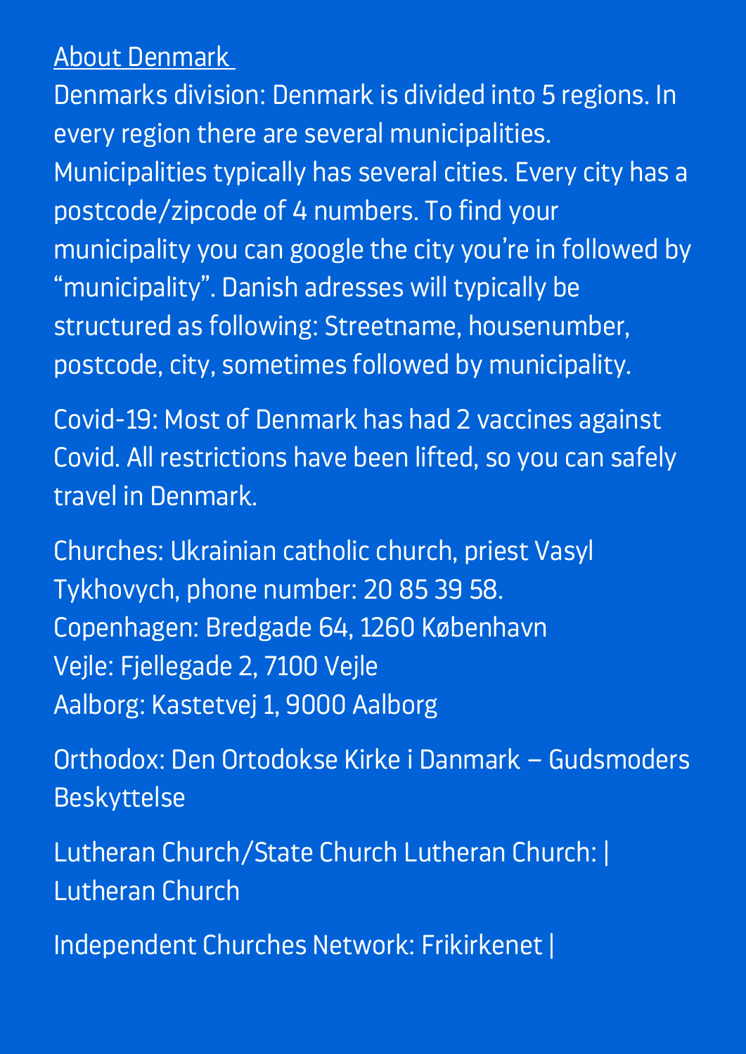## About Denmark

Denmarks division: Denmark is divided into 5 regions. In every region there are several municipalities. Municipalities typically has several cities. Every city has a postcode/zipcode of 4 numbers. To find your municipality you can google the city you're in followed by "municipality". Danish adresses will typically be structured as following: Streetname, housenumber, postcode, city, sometimes followed by municipality.

Covid-19: Most of Denmark has had 2 vaccines against Covid. All restrictions have been lifted, so you can safely travel in Denmark.

Churches: Ukrainian catholic church, priest Vasyl Tykhovych, phone number: 20 85 39 58.
Copenhagen: Bredgade 64, 1260 København
Vejle: Fjellegade 2, 7100 Vejle
Aalborg: Kastetvej 1, 9000 Aalborg

Orthodox: Den Ortodokse Kirke i Danmark – Gudsmoders Beskyttelse

Lutheran Church/State Church Lutheran Church: | Lutheran Church

Independent Churches Network: Frikirkenet |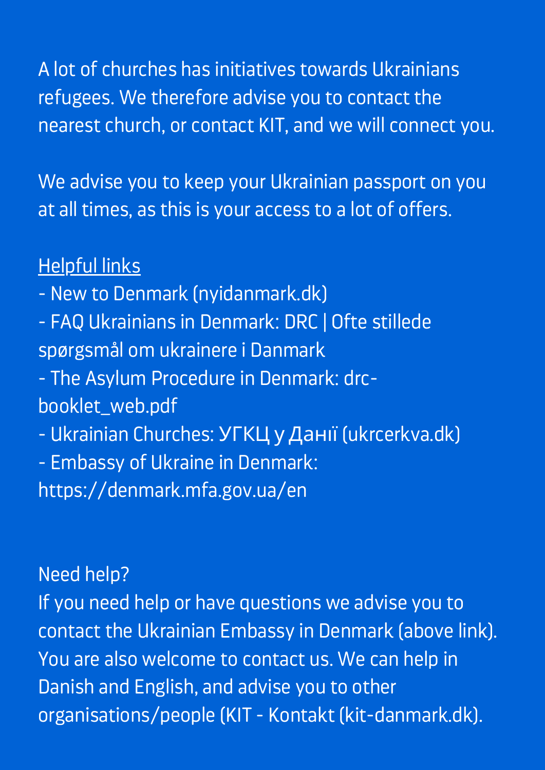A lot of churches has initiatives towards Ukrainians refugees. We therefore advise you to contact the nearest church, or contact KIT, and we will connect you.

We advise you to keep your Ukrainian passport on you at all times, as this is your access to a lot of offers.

Helpful links

- New to Denmark (nyidanmark.dk)
- FAQ Ukrainians in Denmark: DRC | Ofte stillede spørgsmål om ukrainere i Danmark
- The Asylum Procedure in Denmark: drc-booklet_web.pdf
- Ukrainian Churches: УГКЦ у Данії (ukrcerkva.dk)
- Embassy of Ukraine in Denmark: https://denmark.mfa.gov.ua/en

Need help?
If you need help or have questions we advise you to contact the Ukrainian Embassy in Denmark (above link). You are also welcome to contact us. We can help in Danish and English, and advise you to other organisations/people (KIT - Kontakt (kit-danmark.dk).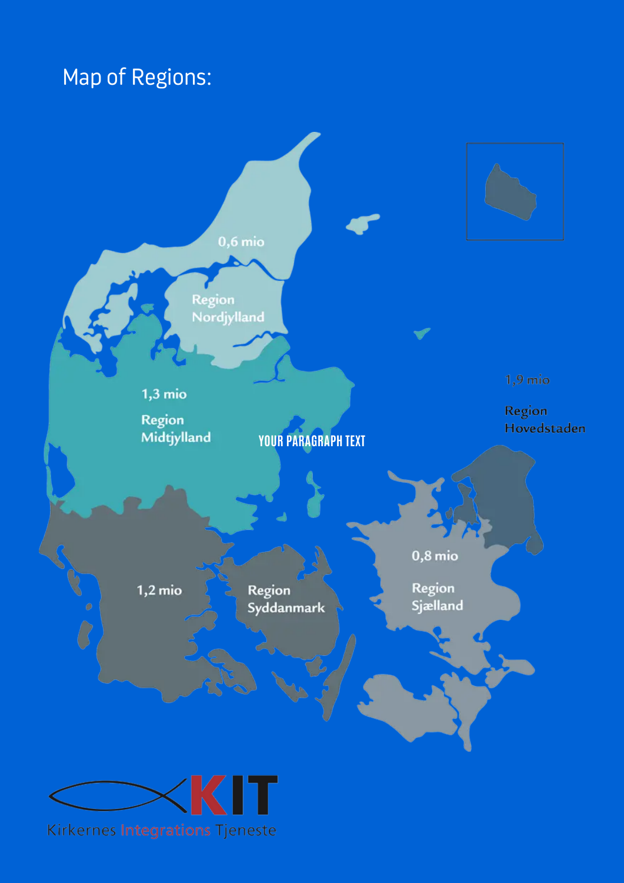Map of Regions:

0,6 mio

Region Nordjylland

1,3 mio

Region Midtjylland

YOUR PARAGRAPH TEXT

1,9 mio

Region Hovedstaden

0,8 mio

Region Sjælland

1,2 mio

Region Syddanmark

KIT

Kirkernes Integrations Tjeneste